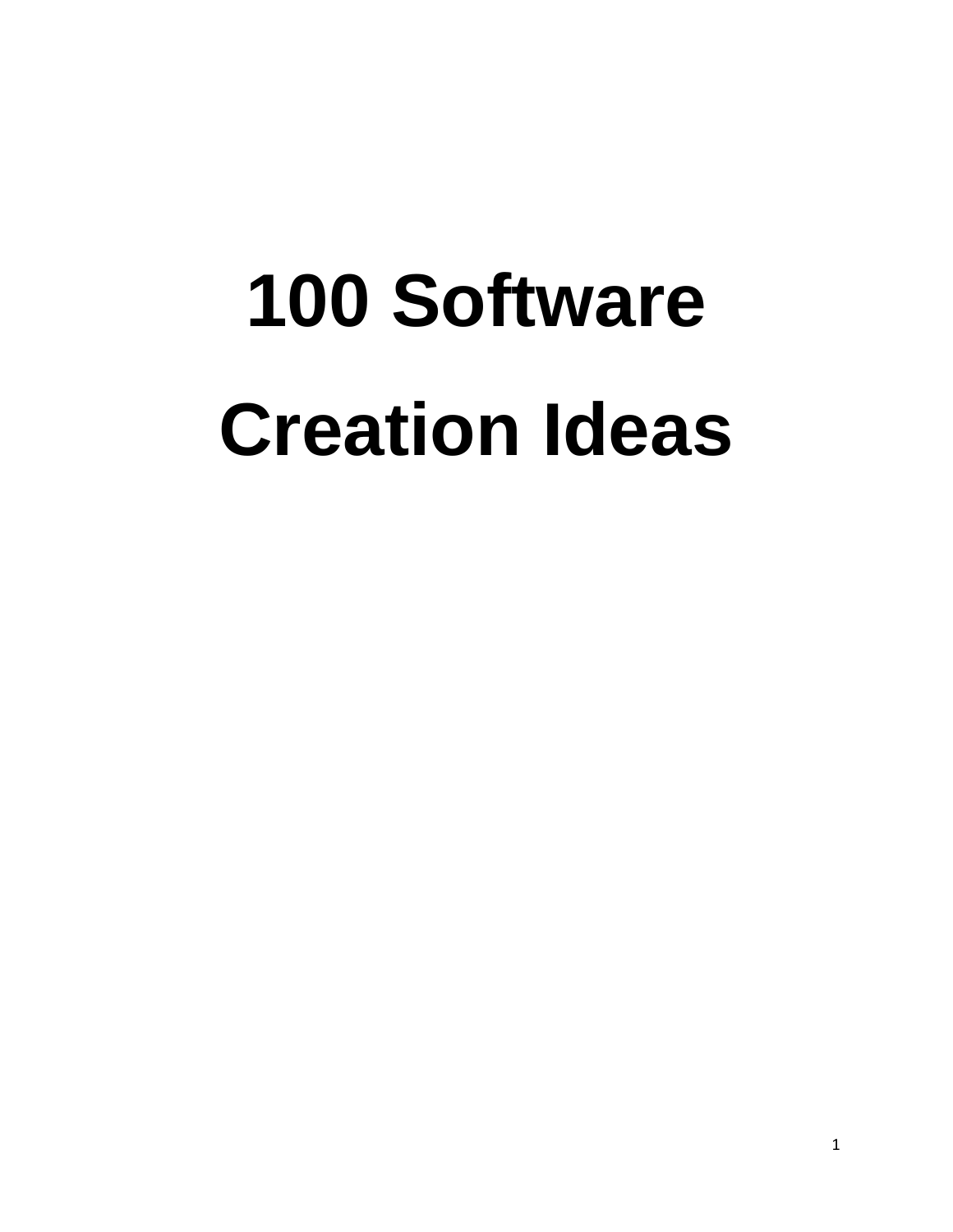# 100 Software Creation Ideas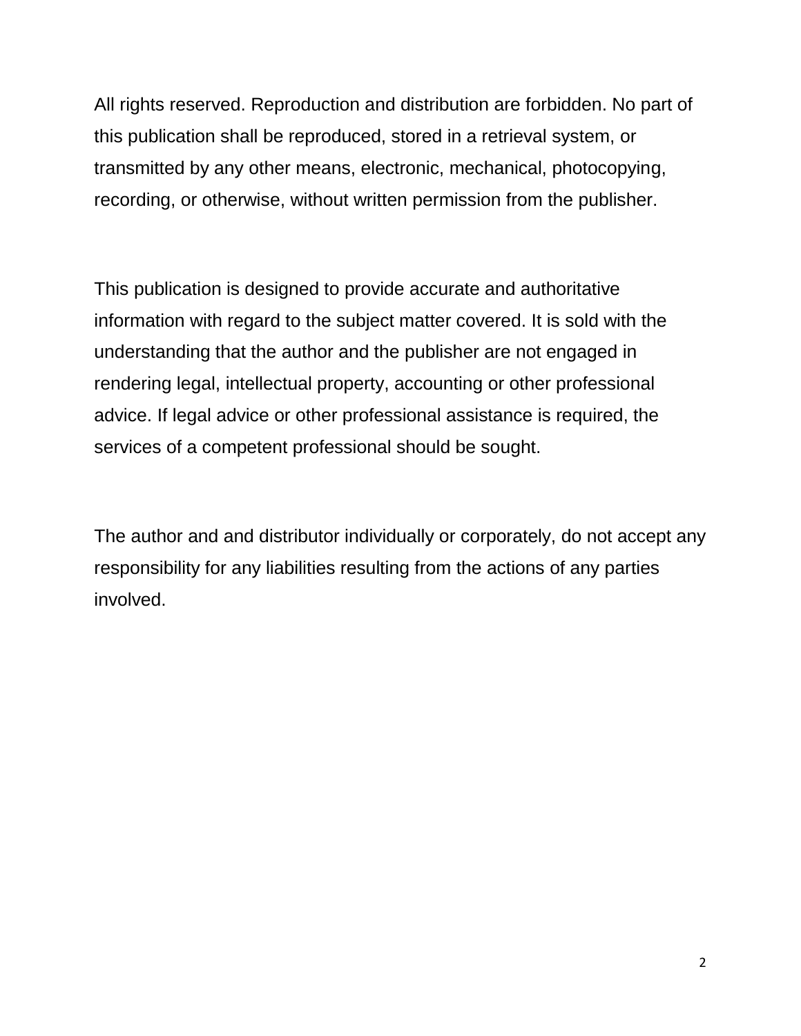All rights reserved. Reproduction and distribution are forbidden. No part of this publication shall be reproduced, stored in a retrieval system, or transmitted by any other means, electronic, mechanical, photocopying, recording, or otherwise, without written permission from the publisher.

This publication is designed to provide accurate and authoritative information with regard to the subject matter covered. It is sold with the understanding that the author and the publisher are not engaged in rendering legal, intellectual property, accounting or other professional advice. If legal advice or other professional assistance is required, the services of a competent professional should be sought.

The author and and distributor individually or corporately, do not accept any responsibility for any liabilities resulting from the actions of any parties involved.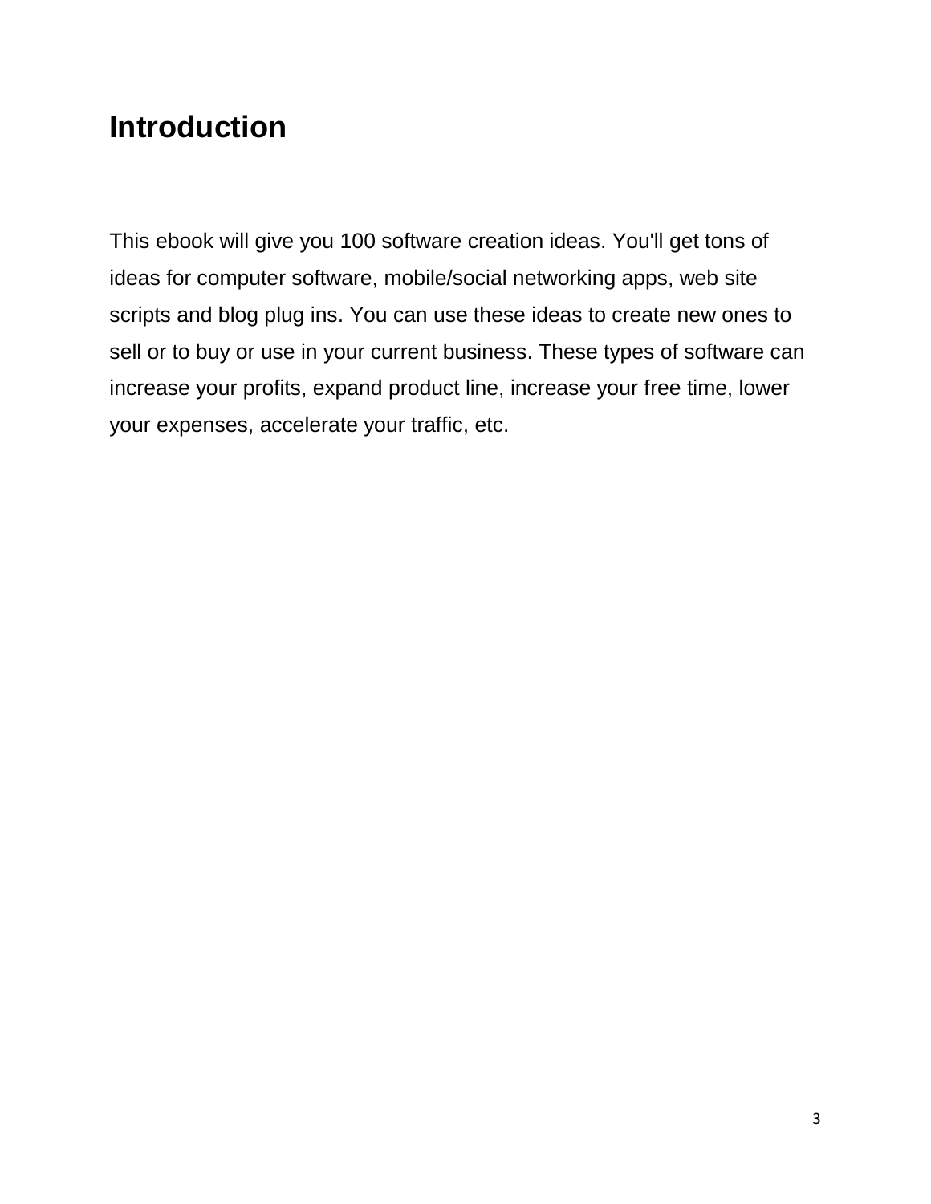# Introduction

This ebook will give you 100 software creation ideas. You'll get tons of ideas for computer software, mobile/social networking apps, web site scripts and blog plug ins. You can use these ideas to create new ones to sell or to buy or use in your current business. These types of software can increase your profits, expand product line, increase your free time, lower your expenses, accelerate your traffic, etc.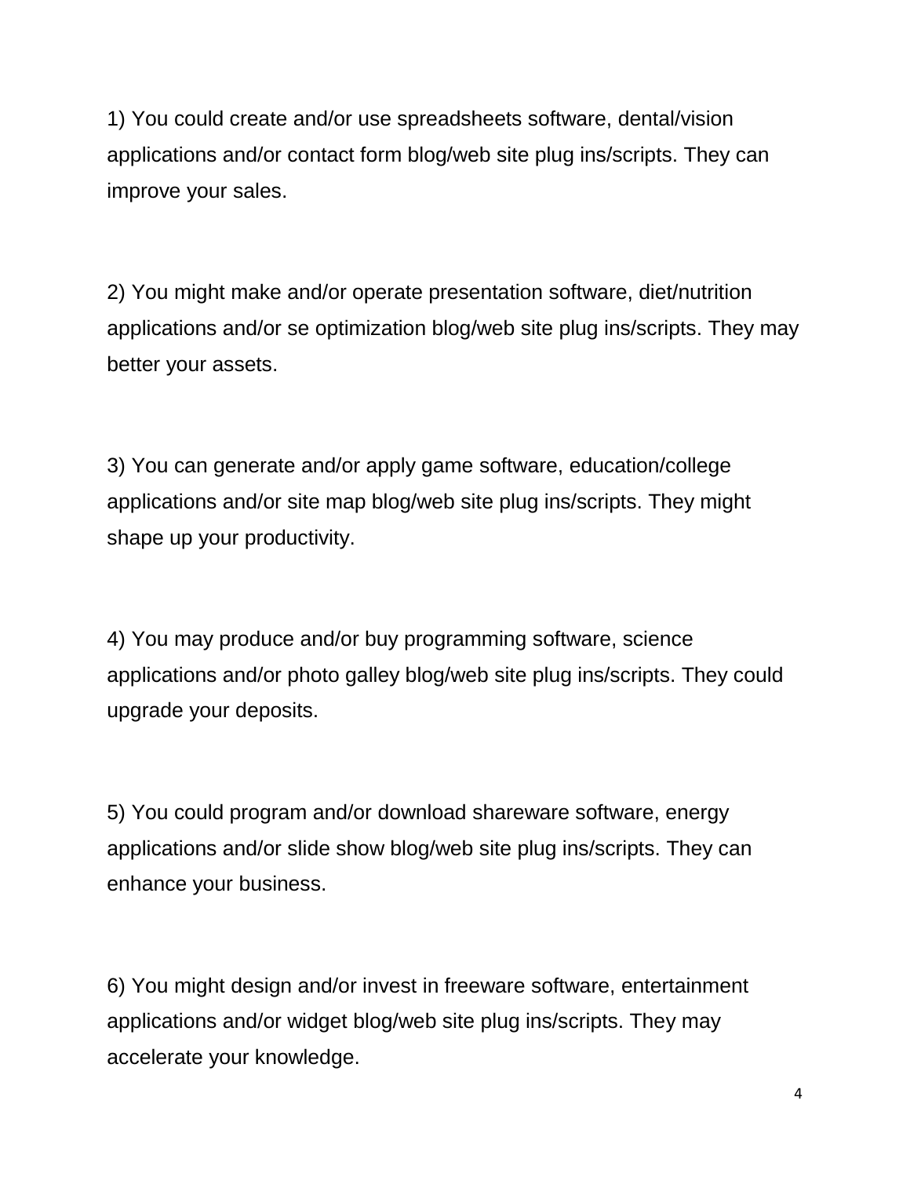1) You could create and/or use spreadsheets software, dental/vision applications and/or contact form blog/web site plug ins/scripts. They can improve your sales.

2) You might make and/or operate presentation software, diet/nutrition applications and/or se optimization blog/web site plug ins/scripts. They may better your assets.

3) You can generate and/or apply game software, education/college applications and/or site map blog/web site plug ins/scripts. They might shape up your productivity.

4) You may produce and/or buy programming software, science applications and/or photo galley blog/web site plug ins/scripts. They could upgrade your deposits.

5) You could program and/or download shareware software, energy applications and/or slide show blog/web site plug ins/scripts. They can enhance your business.

6) You might design and/or invest in freeware software, entertainment applications and/or widget blog/web site plug ins/scripts. They may accelerate your knowledge.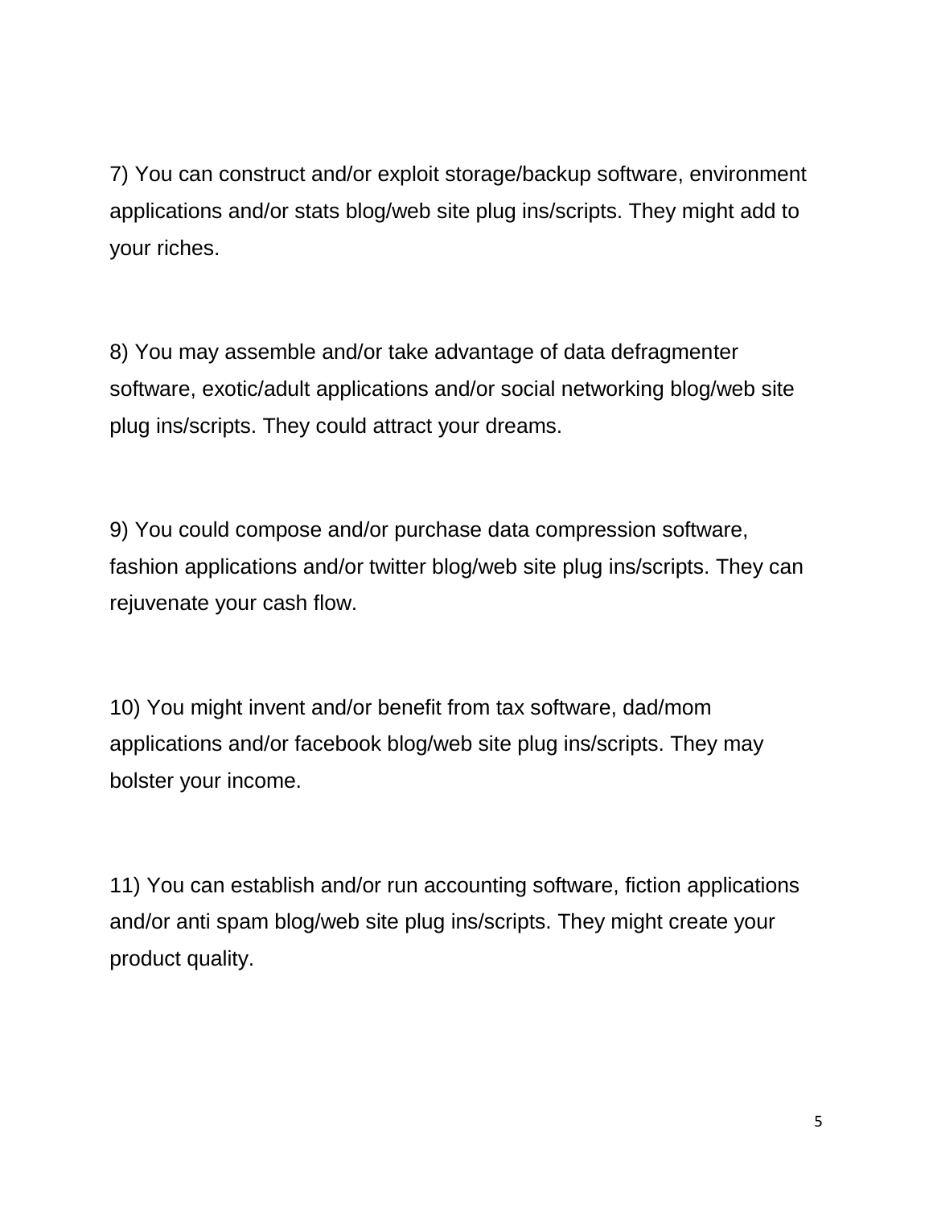7) You can construct and/or exploit storage/backup software, environment applications and/or stats blog/web site plug ins/scripts. They might add to your riches.

8) You may assemble and/or take advantage of data defragmenter software, exotic/adult applications and/or social networking blog/web site plug ins/scripts. They could attract your dreams.

9) You could compose and/or purchase data compression software, fashion applications and/or twitter blog/web site plug ins/scripts. They can rejuvenate your cash flow.

10) You might invent and/or benefit from tax software, dad/mom applications and/or facebook blog/web site plug ins/scripts. They may bolster your income.

11) You can establish and/or run accounting software, fiction applications and/or anti spam blog/web site plug ins/scripts. They might create your product quality.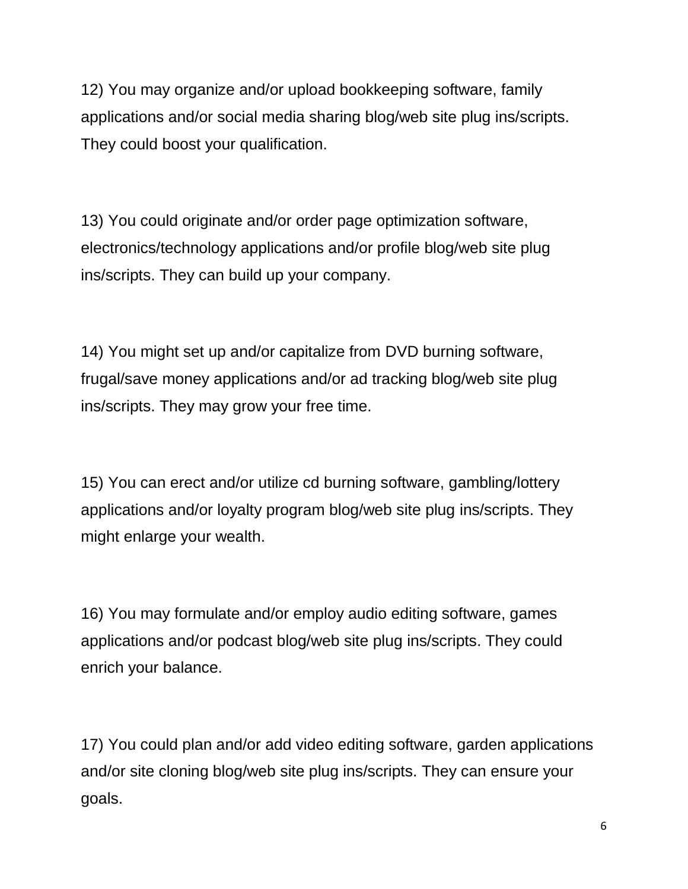12) You may organize and/or upload bookkeeping software, family applications and/or social media sharing blog/web site plug ins/scripts. They could boost your qualification.

13) You could originate and/or order page optimization software, electronics/technology applications and/or profile blog/web site plug ins/scripts. They can build up your company.

14) You might set up and/or capitalize from DVD burning software, frugal/save money applications and/or ad tracking blog/web site plug ins/scripts. They may grow your free time.

15) You can erect and/or utilize cd burning software, gambling/lottery applications and/or loyalty program blog/web site plug ins/scripts. They might enlarge your wealth.

16) You may formulate and/or employ audio editing software, games applications and/or podcast blog/web site plug ins/scripts. They could enrich your balance.

17) You could plan and/or add video editing software, garden applications and/or site cloning blog/web site plug ins/scripts. They can ensure your goals.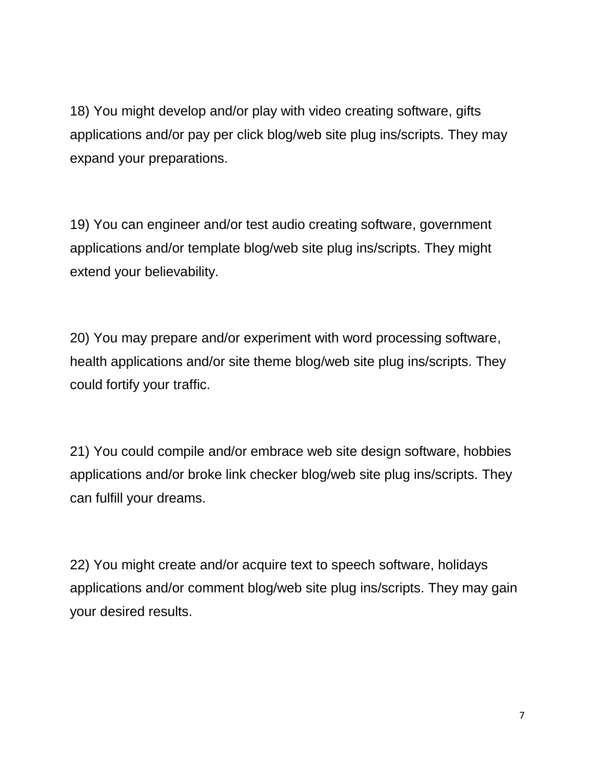18) You might develop and/or play with video creating software, gifts applications and/or pay per click blog/web site plug ins/scripts. They may expand your preparations.

19) You can engineer and/or test audio creating software, government applications and/or template blog/web site plug ins/scripts. They might extend your believability.

20) You may prepare and/or experiment with word processing software, health applications and/or site theme blog/web site plug ins/scripts. They could fortify your traffic.

21) You could compile and/or embrace web site design software, hobbies applications and/or broke link checker blog/web site plug ins/scripts. They can fulfill your dreams.

22) You might create and/or acquire text to speech software, holidays applications and/or comment blog/web site plug ins/scripts. They may gain your desired results.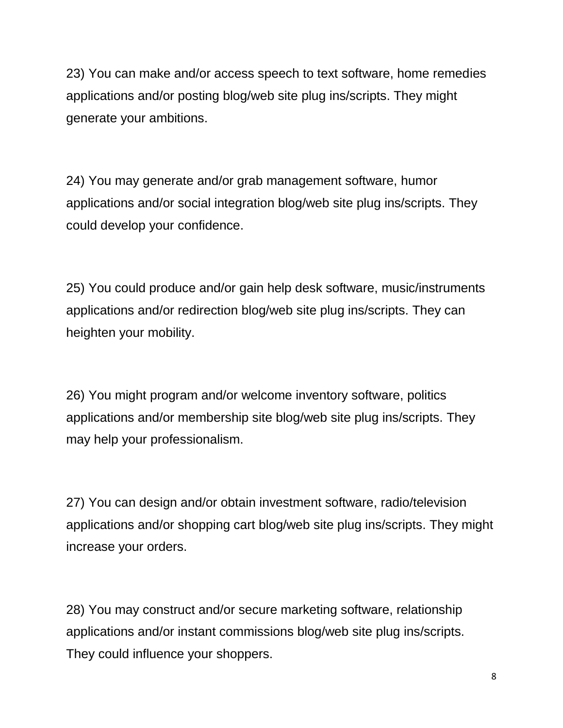23) You can make and/or access speech to text software, home remedies applications and/or posting blog/web site plug ins/scripts. They might generate your ambitions.

24) You may generate and/or grab management software, humor applications and/or social integration blog/web site plug ins/scripts. They could develop your confidence.

25) You could produce and/or gain help desk software, music/instruments applications and/or redirection blog/web site plug ins/scripts. They can heighten your mobility.

26) You might program and/or welcome inventory software, politics applications and/or membership site blog/web site plug ins/scripts. They may help your professionalism.

27) You can design and/or obtain investment software, radio/television applications and/or shopping cart blog/web site plug ins/scripts. They might increase your orders.

28) You may construct and/or secure marketing software, relationship applications and/or instant commissions blog/web site plug ins/scripts. They could influence your shoppers.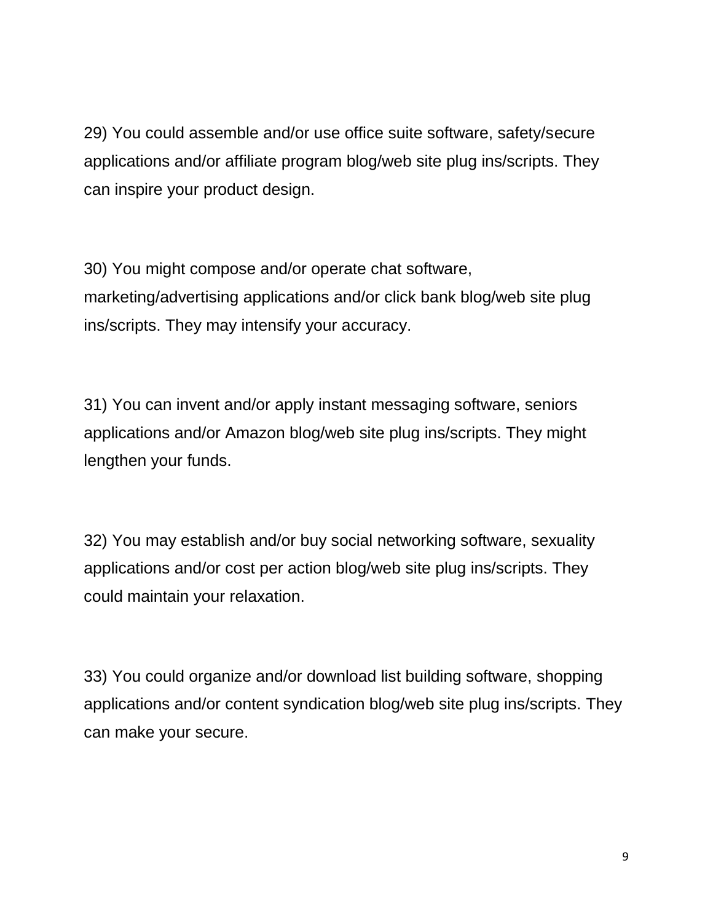29) You could assemble and/or use office suite software, safety/secure applications and/or affiliate program blog/web site plug ins/scripts. They can inspire your product design.

30) You might compose and/or operate chat software, marketing/advertising applications and/or click bank blog/web site plug ins/scripts. They may intensify your accuracy.

31) You can invent and/or apply instant messaging software, seniors applications and/or Amazon blog/web site plug ins/scripts. They might lengthen your funds.

32) You may establish and/or buy social networking software, sexuality applications and/or cost per action blog/web site plug ins/scripts. They could maintain your relaxation.

33) You could organize and/or download list building software, shopping applications and/or content syndication blog/web site plug ins/scripts. They can make your secure.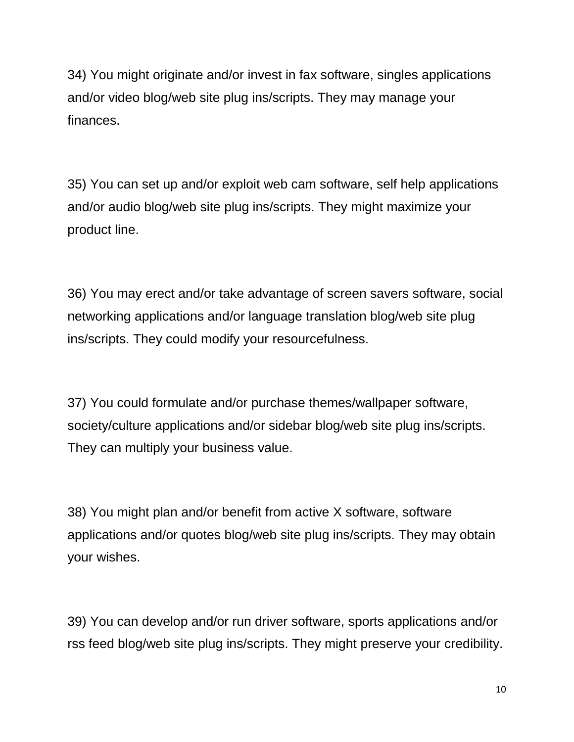34) You might originate and/or invest in fax software, singles applications and/or video blog/web site plug ins/scripts. They may manage your finances.

35) You can set up and/or exploit web cam software, self help applications and/or audio blog/web site plug ins/scripts. They might maximize your product line.

36) You may erect and/or take advantage of screen savers software, social networking applications and/or language translation blog/web site plug ins/scripts. They could modify your resourcefulness.

37) You could formulate and/or purchase themes/wallpaper software, society/culture applications and/or sidebar blog/web site plug ins/scripts. They can multiply your business value.

38) You might plan and/or benefit from active X software, software applications and/or quotes blog/web site plug ins/scripts. They may obtain your wishes.

39) You can develop and/or run driver software, sports applications and/or rss feed blog/web site plug ins/scripts. They might preserve your credibility.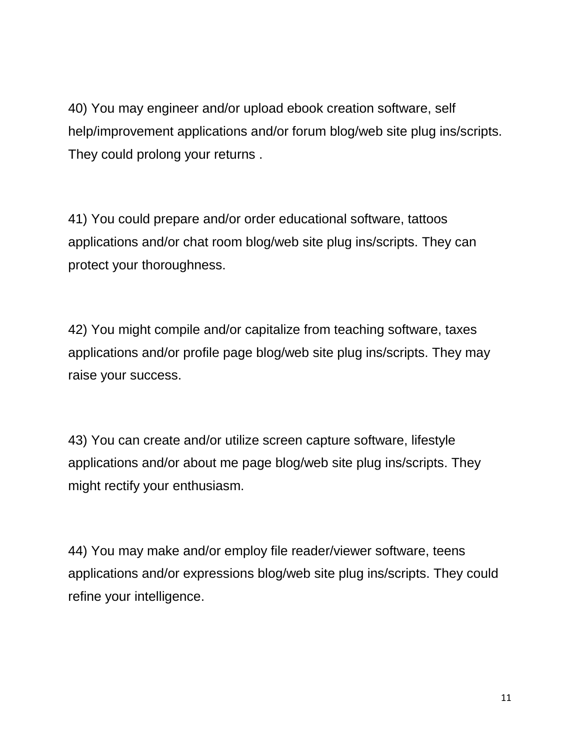40) You may engineer and/or upload ebook creation software, self help/improvement applications and/or forum blog/web site plug ins/scripts. They could prolong your returns .

41) You could prepare and/or order educational software, tattoos applications and/or chat room blog/web site plug ins/scripts. They can protect your thoroughness.

42) You might compile and/or capitalize from teaching software, taxes applications and/or profile page blog/web site plug ins/scripts. They may raise your success.

43) You can create and/or utilize screen capture software, lifestyle applications and/or about me page blog/web site plug ins/scripts. They might rectify your enthusiasm.

44) You may make and/or employ file reader/viewer software, teens applications and/or expressions blog/web site plug ins/scripts. They could refine your intelligence.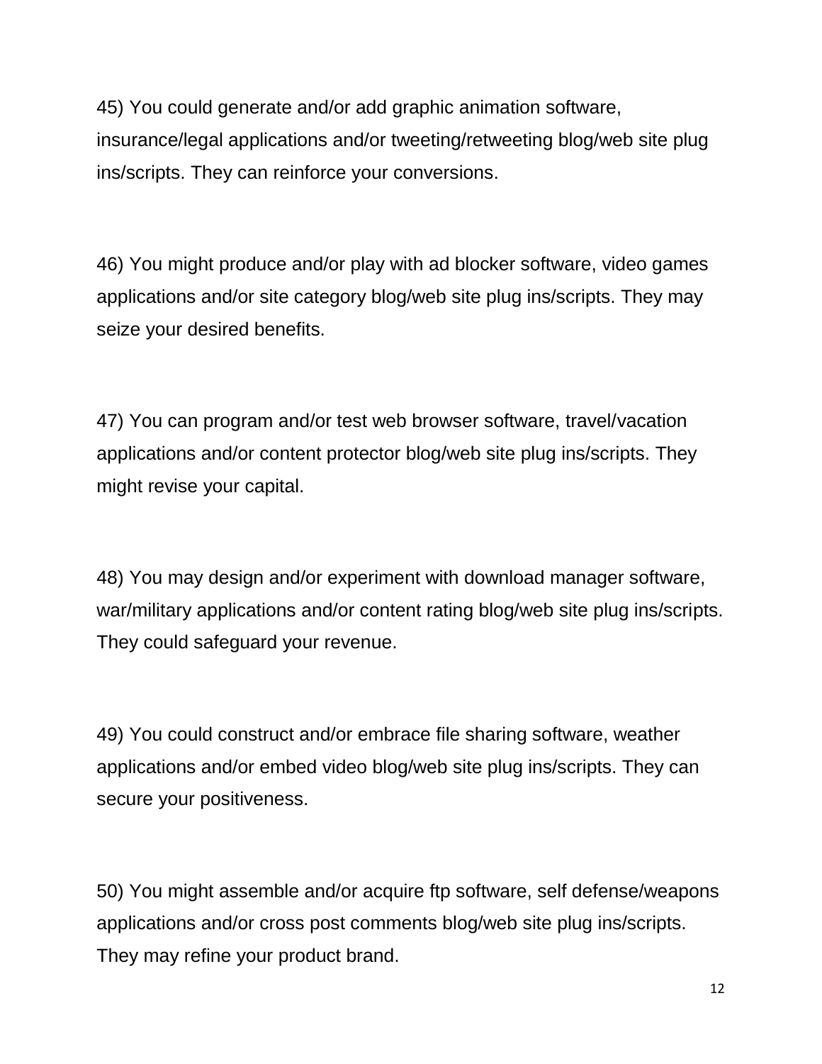45) You could generate and/or add graphic animation software, insurance/legal applications and/or tweeting/retweeting blog/web site plug ins/scripts. They can reinforce your conversions.

46) You might produce and/or play with ad blocker software, video games applications and/or site category blog/web site plug ins/scripts. They may seize your desired benefits.

47) You can program and/or test web browser software, travel/vacation applications and/or content protector blog/web site plug ins/scripts. They might revise your capital.

48) You may design and/or experiment with download manager software, war/military applications and/or content rating blog/web site plug ins/scripts. They could safeguard your revenue.

49) You could construct and/or embrace file sharing software, weather applications and/or embed video blog/web site plug ins/scripts. They can secure your positiveness.

50) You might assemble and/or acquire ftp software, self defense/weapons applications and/or cross post comments blog/web site plug ins/scripts. They may refine your product brand.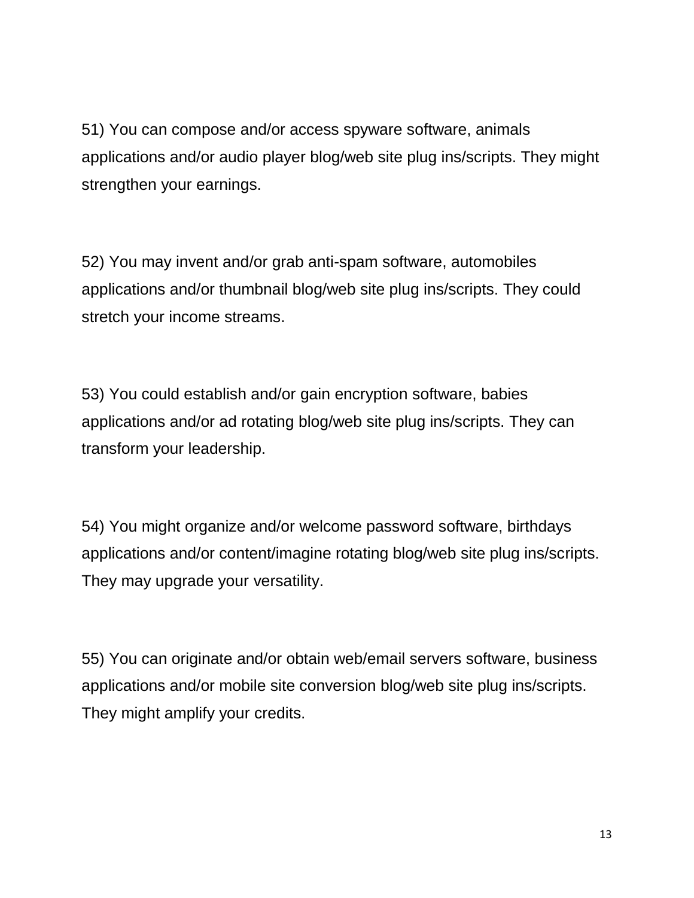51) You can compose and/or access spyware software, animals applications and/or audio player blog/web site plug ins/scripts. They might strengthen your earnings.

52) You may invent and/or grab anti-spam software, automobiles applications and/or thumbnail blog/web site plug ins/scripts. They could stretch your income streams.

53) You could establish and/or gain encryption software, babies applications and/or ad rotating blog/web site plug ins/scripts. They can transform your leadership.

54) You might organize and/or welcome password software, birthdays applications and/or content/imagine rotating blog/web site plug ins/scripts. They may upgrade your versatility.

55) You can originate and/or obtain web/email servers software, business applications and/or mobile site conversion blog/web site plug ins/scripts. They might amplify your credits.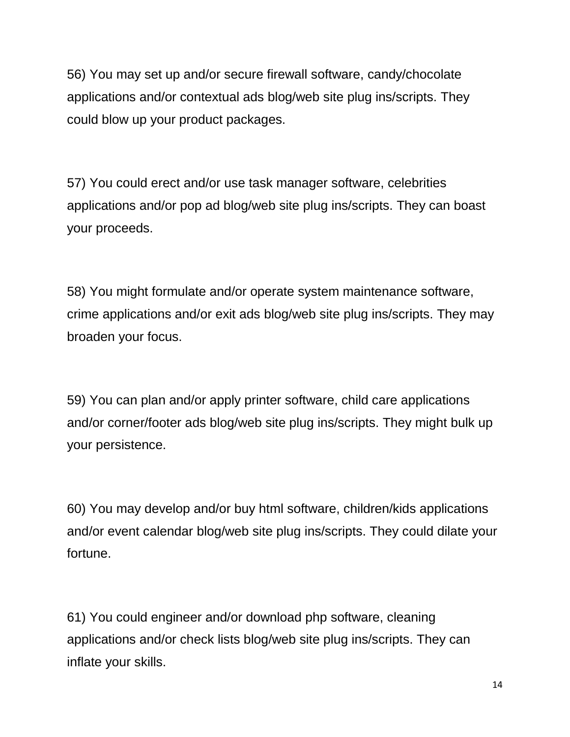56) You may set up and/or secure firewall software, candy/chocolate applications and/or contextual ads blog/web site plug ins/scripts. They could blow up your product packages.

57) You could erect and/or use task manager software, celebrities applications and/or pop ad blog/web site plug ins/scripts. They can boast your proceeds.

58) You might formulate and/or operate system maintenance software, crime applications and/or exit ads blog/web site plug ins/scripts. They may broaden your focus.

59) You can plan and/or apply printer software, child care applications and/or corner/footer ads blog/web site plug ins/scripts. They might bulk up your persistence.

60) You may develop and/or buy html software, children/kids applications and/or event calendar blog/web site plug ins/scripts. They could dilate your fortune.

61) You could engineer and/or download php software, cleaning applications and/or check lists blog/web site plug ins/scripts. They can inflate your skills.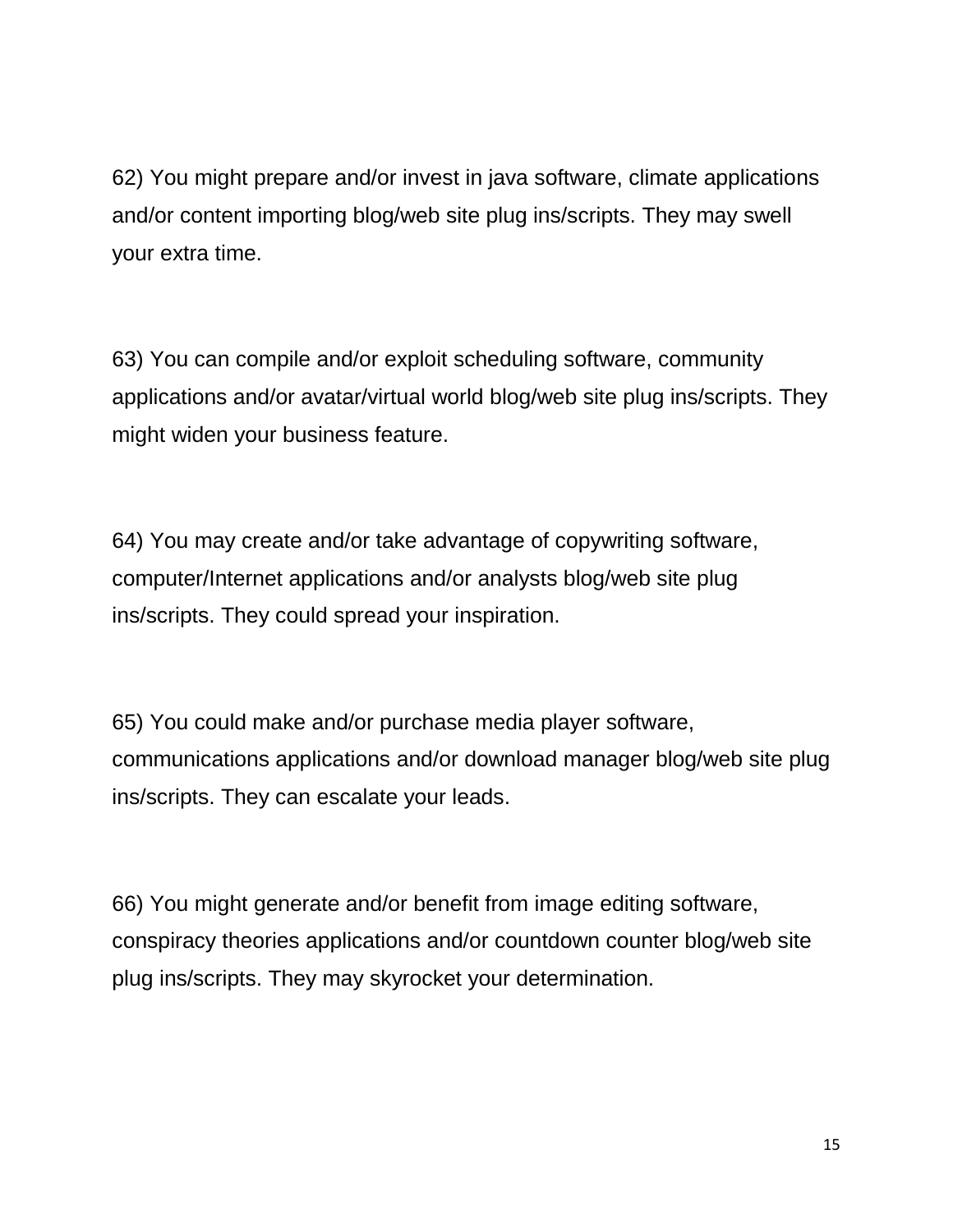62) You might prepare and/or invest in java software, climate applications and/or content importing blog/web site plug ins/scripts. They may swell your extra time.

63) You can compile and/or exploit scheduling software, community applications and/or avatar/virtual world blog/web site plug ins/scripts. They might widen your business feature.

64) You may create and/or take advantage of copywriting software, computer/Internet applications and/or analysts blog/web site plug ins/scripts. They could spread your inspiration.

65) You could make and/or purchase media player software, communications applications and/or download manager blog/web site plug ins/scripts. They can escalate your leads.

66) You might generate and/or benefit from image editing software, conspiracy theories applications and/or countdown counter blog/web site plug ins/scripts. They may skyrocket your determination.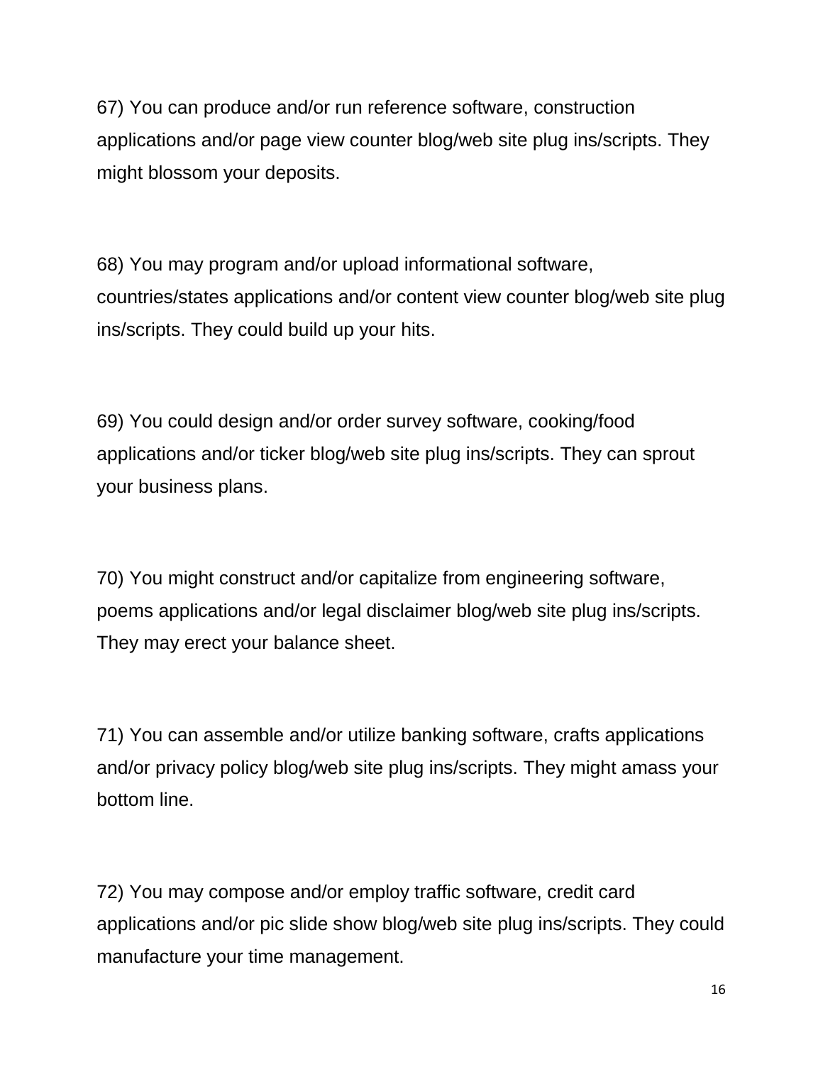67) You can produce and/or run reference software, construction applications and/or page view counter blog/web site plug ins/scripts. They might blossom your deposits.

68) You may program and/or upload informational software, countries/states applications and/or content view counter blog/web site plug ins/scripts. They could build up your hits.

69) You could design and/or order survey software, cooking/food applications and/or ticker blog/web site plug ins/scripts. They can sprout your business plans.

70) You might construct and/or capitalize from engineering software, poems applications and/or legal disclaimer blog/web site plug ins/scripts. They may erect your balance sheet.

71) You can assemble and/or utilize banking software, crafts applications and/or privacy policy blog/web site plug ins/scripts. They might amass your bottom line.

72) You may compose and/or employ traffic software, credit card applications and/or pic slide show blog/web site plug ins/scripts. They could manufacture your time management.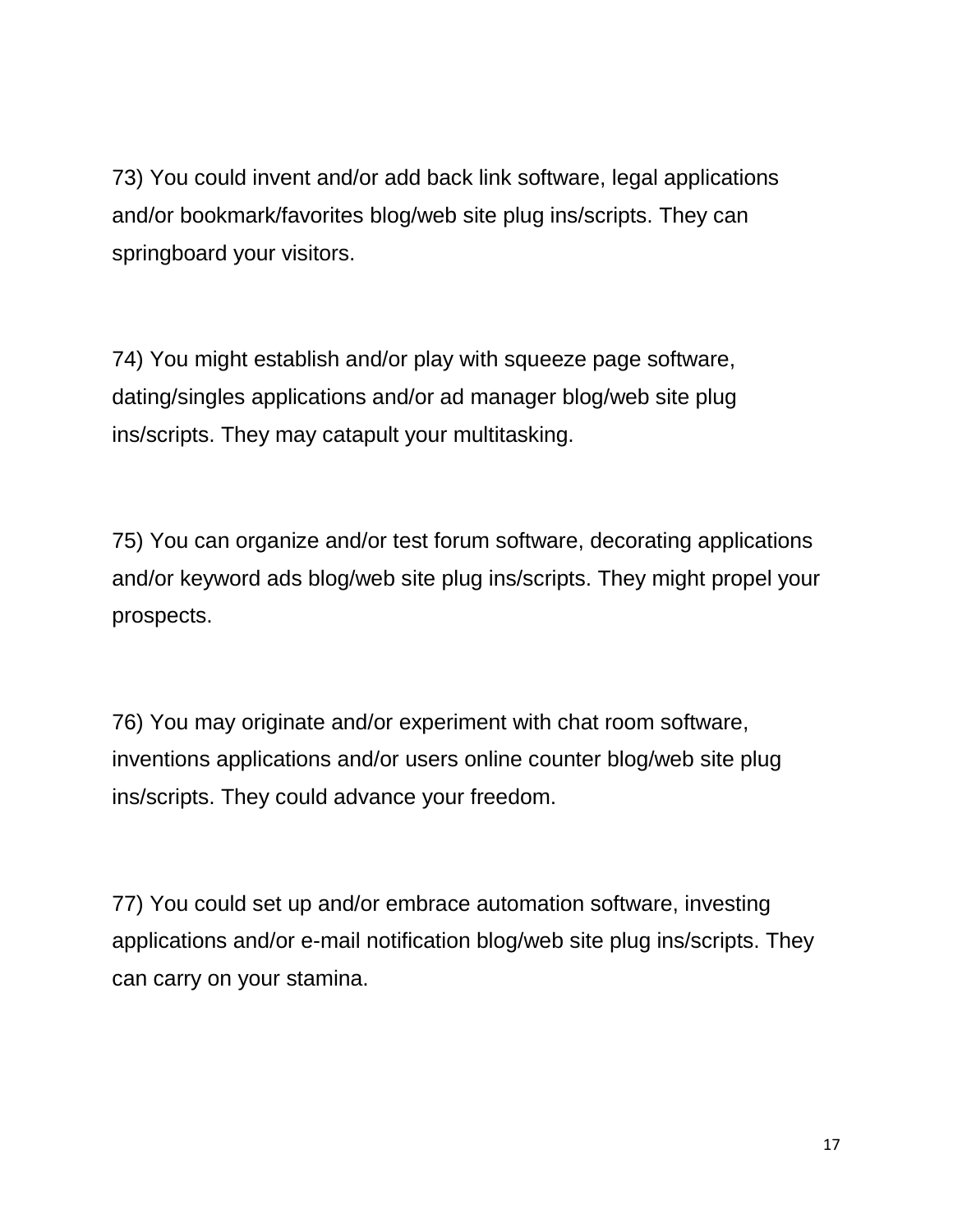73) You could invent and/or add back link software, legal applications and/or bookmark/favorites blog/web site plug ins/scripts. They can springboard your visitors.

74) You might establish and/or play with squeeze page software, dating/singles applications and/or ad manager blog/web site plug ins/scripts. They may catapult your multitasking.

75) You can organize and/or test forum software, decorating applications and/or keyword ads blog/web site plug ins/scripts. They might propel your prospects.

76) You may originate and/or experiment with chat room software, inventions applications and/or users online counter blog/web site plug ins/scripts. They could advance your freedom.

77) You could set up and/or embrace automation software, investing applications and/or e-mail notification blog/web site plug ins/scripts. They can carry on your stamina.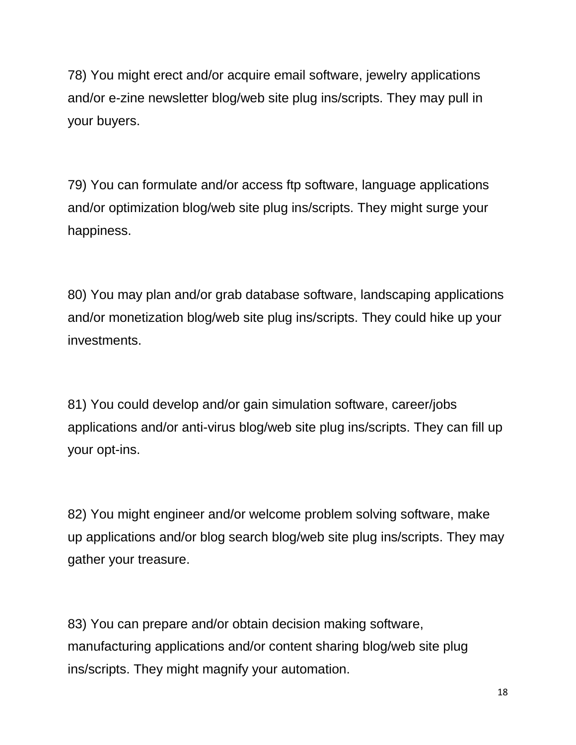78) You might erect and/or acquire email software, jewelry applications and/or e-zine newsletter blog/web site plug ins/scripts. They may pull in your buyers.

79) You can formulate and/or access ftp software, language applications and/or optimization blog/web site plug ins/scripts. They might surge your happiness.

80) You may plan and/or grab database software, landscaping applications and/or monetization blog/web site plug ins/scripts. They could hike up your investments.

81) You could develop and/or gain simulation software, career/jobs applications and/or anti-virus blog/web site plug ins/scripts. They can fill up your opt-ins.

82) You might engineer and/or welcome problem solving software, make up applications and/or blog search blog/web site plug ins/scripts. They may gather your treasure.

83) You can prepare and/or obtain decision making software, manufacturing applications and/or content sharing blog/web site plug ins/scripts. They might magnify your automation.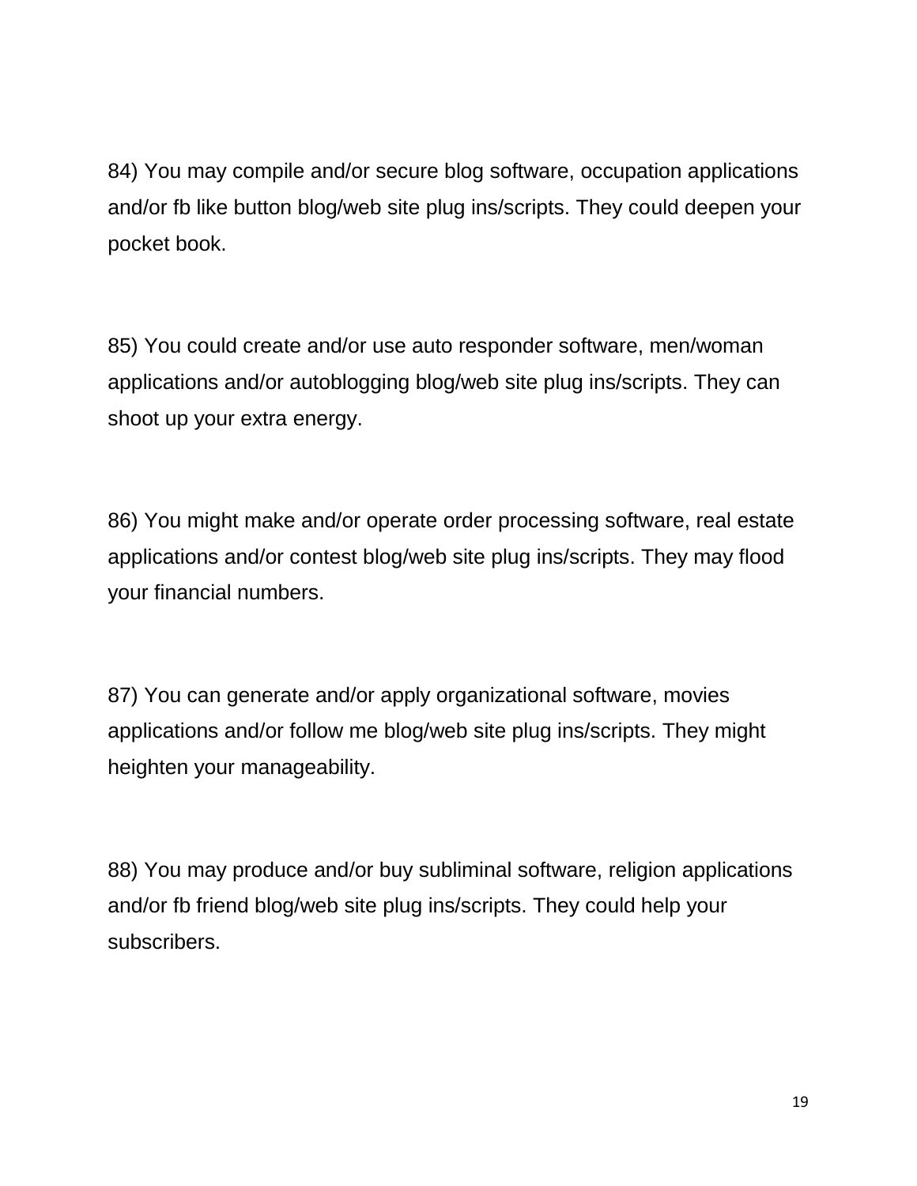84) You may compile and/or secure blog software, occupation applications and/or fb like button blog/web site plug ins/scripts. They could deepen your pocket book.

85) You could create and/or use auto responder software, men/woman applications and/or autoblogging blog/web site plug ins/scripts. They can shoot up your extra energy.

86) You might make and/or operate order processing software, real estate applications and/or contest blog/web site plug ins/scripts. They may flood your financial numbers.

87) You can generate and/or apply organizational software, movies applications and/or follow me blog/web site plug ins/scripts. They might heighten your manageability.

88) You may produce and/or buy subliminal software, religion applications and/or fb friend blog/web site plug ins/scripts. They could help your subscribers.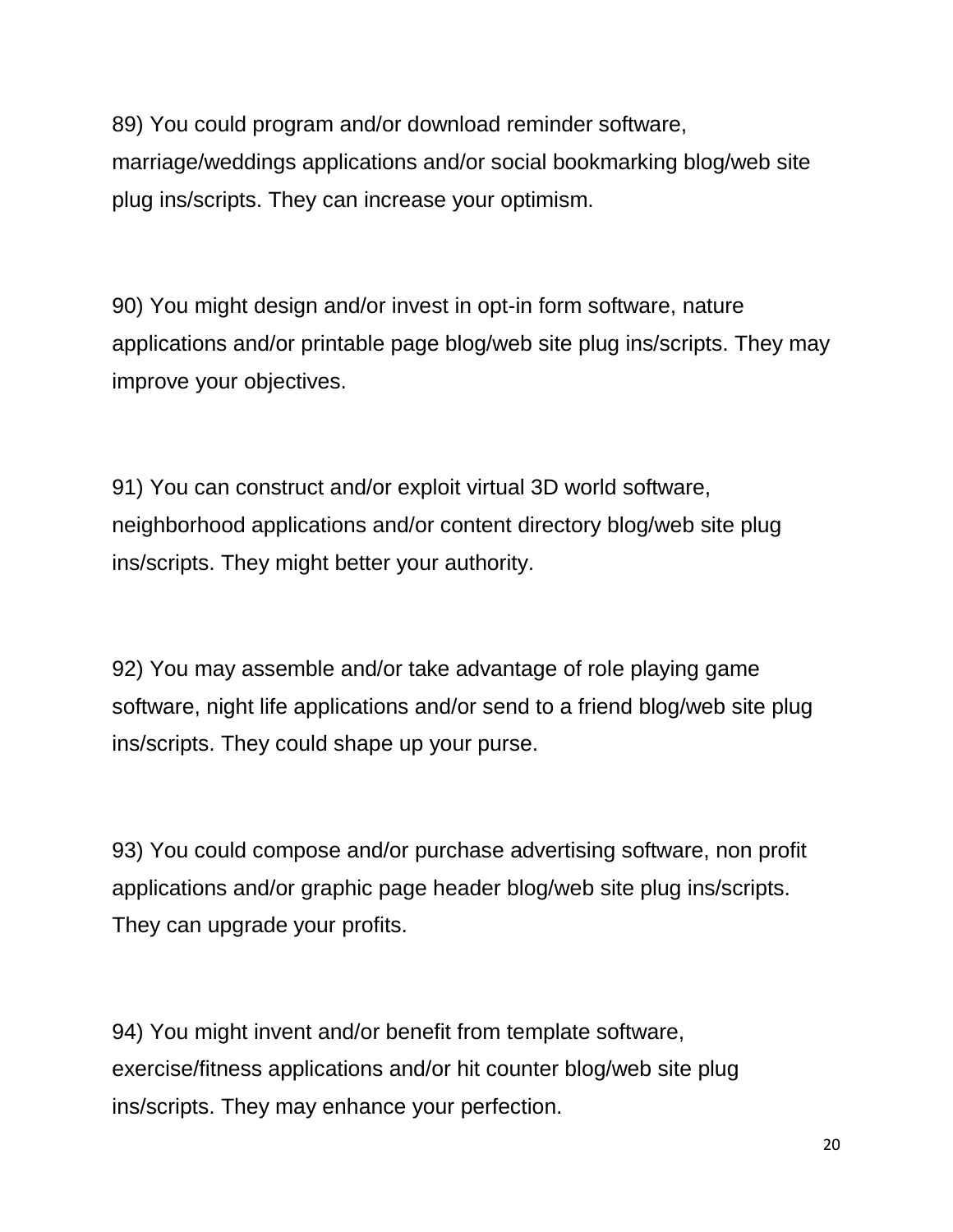89) You could program and/or download reminder software, marriage/weddings applications and/or social bookmarking blog/web site plug ins/scripts. They can increase your optimism.

90) You might design and/or invest in opt-in form software, nature applications and/or printable page blog/web site plug ins/scripts. They may improve your objectives.

91) You can construct and/or exploit virtual 3D world software, neighborhood applications and/or content directory blog/web site plug ins/scripts. They might better your authority.

92) You may assemble and/or take advantage of role playing game software, night life applications and/or send to a friend blog/web site plug ins/scripts. They could shape up your purse.

93) You could compose and/or purchase advertising software, non profit applications and/or graphic page header blog/web site plug ins/scripts. They can upgrade your profits.

94) You might invent and/or benefit from template software, exercise/fitness applications and/or hit counter blog/web site plug ins/scripts. They may enhance your perfection.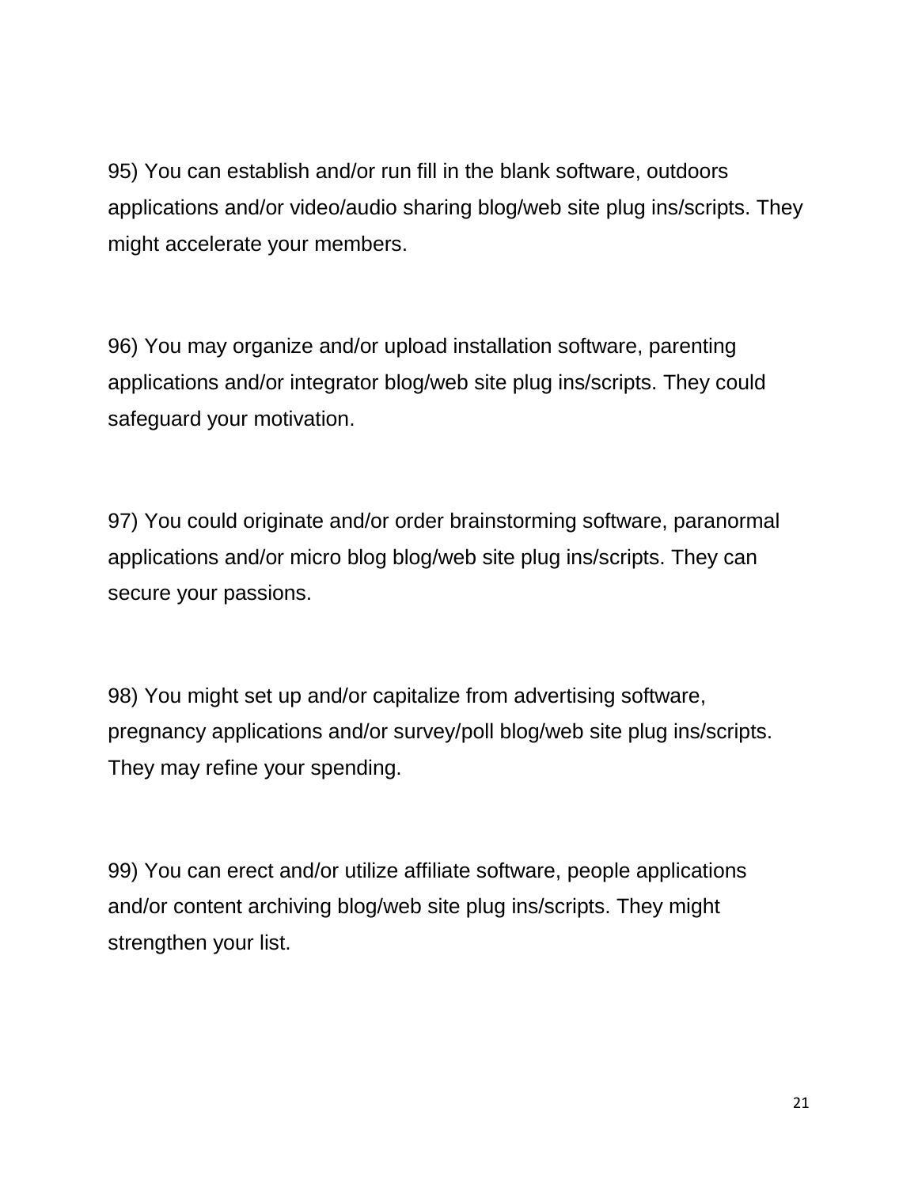95) You can establish and/or run fill in the blank software, outdoors applications and/or video/audio sharing blog/web site plug ins/scripts. They might accelerate your members.

96) You may organize and/or upload installation software, parenting applications and/or integrator blog/web site plug ins/scripts. They could safeguard your motivation.

97) You could originate and/or order brainstorming software, paranormal applications and/or micro blog blog/web site plug ins/scripts. They can secure your passions.

98) You might set up and/or capitalize from advertising software, pregnancy applications and/or survey/poll blog/web site plug ins/scripts. They may refine your spending.

99) You can erect and/or utilize affiliate software, people applications and/or content archiving blog/web site plug ins/scripts. They might strengthen your list.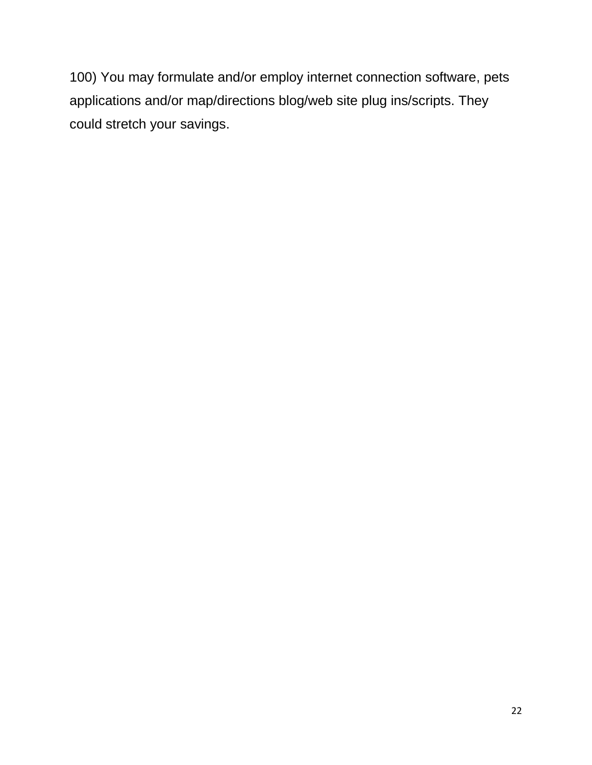100) You may formulate and/or employ internet connection software, pets applications and/or map/directions blog/web site plug ins/scripts. They could stretch your savings.